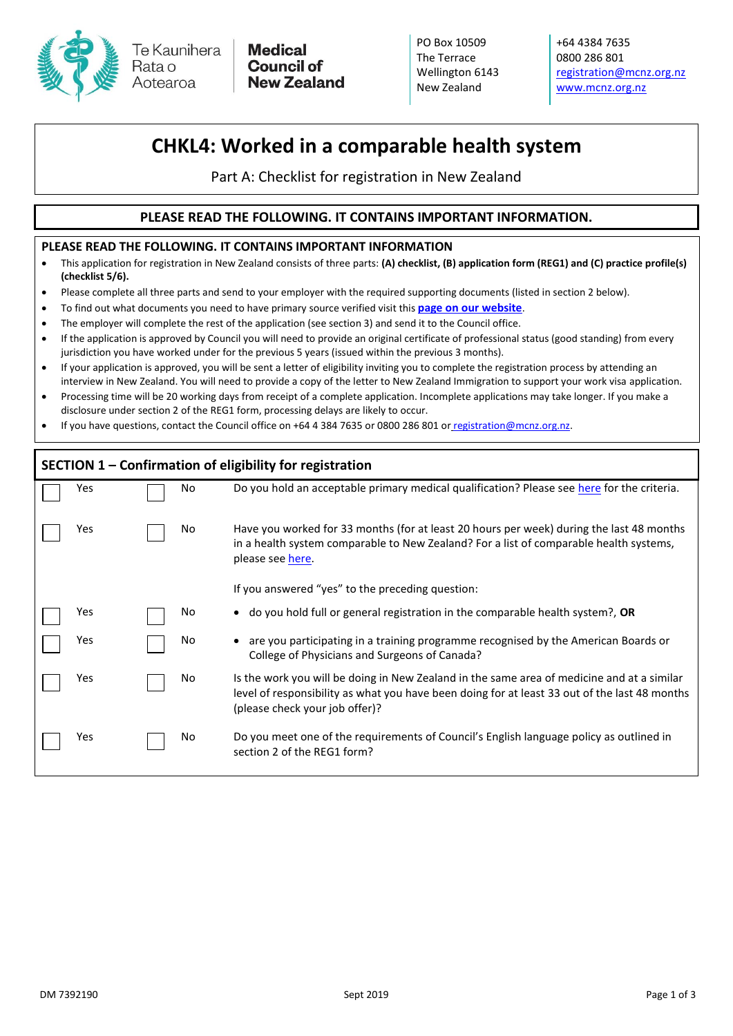Te Kaunihera Rata o Aotearoa
**Medical Council of New Zealand**

PO Box 10509
The Terrace
Wellington 6143
New Zealand

+64 4384 7635
0800 286 801
registration@mcnz.org.nz
www.mcnz.org.nz

# CHKL4: Worked in a comparable health system

Part A: Checklist for registration in New Zealand

## PLEASE READ THE FOLLOWING. IT CONTAINS IMPORTANT INFORMATION.

### PLEASE READ THE FOLLOWING. IT CONTAINS IMPORTANT INFORMATION

- This application for registration in New Zealand consists of three parts: **(A) checklist, (B) application form (REG1) and (C) practice profile(s) (checklist 5/6).**
- Please complete all three parts and send to your employer with the required supporting documents (listed in section 2 below).
- To find out what documents you need to have primary source verified visit this **page on our website**.
- The employer will complete the rest of the application (see section 3) and send it to the Council office.
- If the application is approved by Council you will need to provide an original certificate of professional status (good standing) from every jurisdiction you have worked under for the previous 5 years (issued within the previous 3 months).
- If your application is approved, you will be sent a letter of eligibility inviting you to complete the registration process by attending an interview in New Zealand. You will need to provide a copy of the letter to New Zealand Immigration to support your work visa application.
- Processing time will be 20 working days from receipt of a complete application. Incomplete applications may take longer. If you make a disclosure under section 2 of the REG1 form, processing delays are likely to occur.
- If you have questions, contact the Council office on +64 4 384 7635 or 0800 286 801 or registration@mcnz.org.nz.

## SECTION 1 – Confirmation of eligibility for registration

| Yes | No | Question |
|---|---|---|
| ☐ Yes | ☐ No | Do you hold an acceptable primary medical qualification? Please see here for the criteria. |
| ☐ Yes | ☐ No | Have you worked for 33 months (for at least 20 hours per week) during the last 48 months in a health system comparable to New Zealand? For a list of comparable health systems, please see here. |
| | | If you answered "yes" to the preceding question: |
| ☐ Yes | ☐ No | • do you hold full or general registration in the comparable health system?, **OR** |
| ☐ Yes | ☐ No | • are you participating in a training programme recognised by the American Boards or College of Physicians and Surgeons of Canada? |
| ☐ Yes | ☐ No | Is the work you will be doing in New Zealand in the same area of medicine and at a similar level of responsibility as what you have been doing for at least 33 out of the last 48 months (please check your job offer)? |
| ☐ Yes | ☐ No | Do you meet one of the requirements of Council's English language policy as outlined in section 2 of the REG1 form? |

DM 7392190 Sept 2019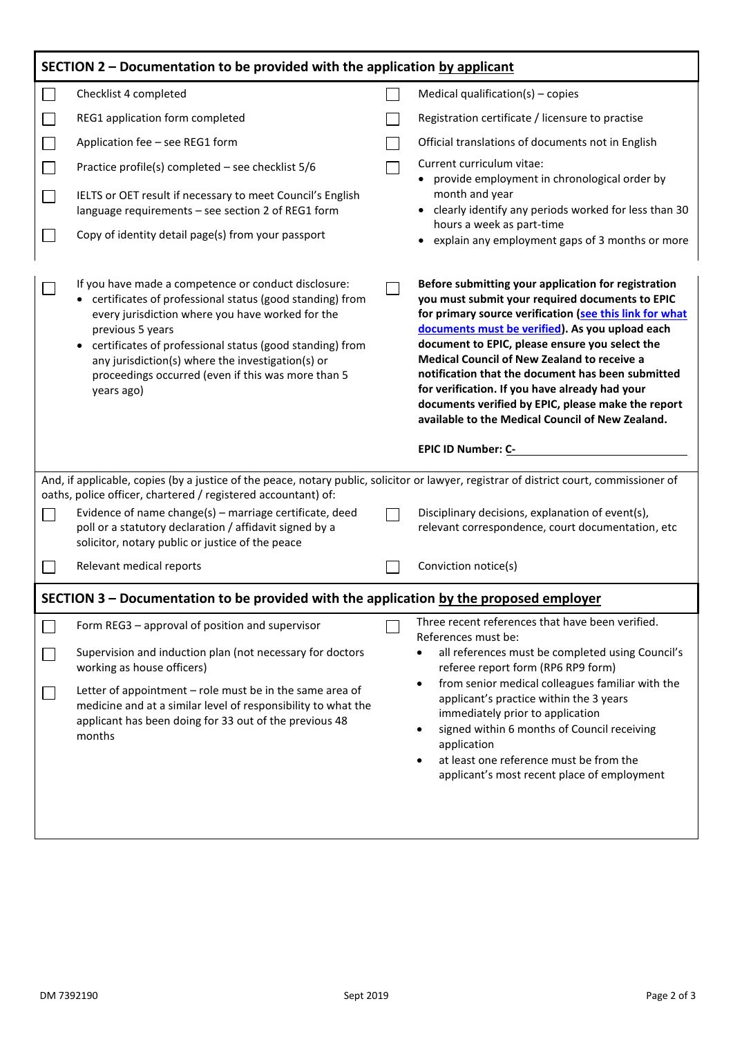## SECTION 2 – Documentation to be provided with the application by applicant

- ☐ Checklist 4 completed
- ☐ REG1 application form completed
- ☐ Application fee – see REG1 form
- ☐ Practice profile(s) completed – see checklist 5/6
- ☐ IELTS or OET result if necessary to meet Council's English language requirements – see section 2 of REG1 form
- ☐ Copy of identity detail page(s) from your passport
- ☐ Medical qualification(s) – copies
- ☐ Registration certificate / licensure to practise
- ☐ Official translations of documents not in English
- ☐ Current curriculum vitae:
  - provide employment in chronological order by month and year
  - clearly identify any periods worked for less than 30 hours a week as part-time
  - explain any employment gaps of 3 months or more

- ☐ If you have made a competence or conduct disclosure:
  - certificates of professional status (good standing) from every jurisdiction where you have worked for the previous 5 years
  - certificates of professional status (good standing) from any jurisdiction(s) where the investigation(s) or proceedings occurred (even if this was more than 5 years ago)

- ☐ **Before submitting your application for registration you must submit your required documents to EPIC for primary source verification ([see this link for what documents must be verified]()). As you upload each document to EPIC, please ensure you select the Medical Council of New Zealand to receive a notification that the document has been submitted for verification. If you have already had your documents verified by EPIC, please make the report available to the Medical Council of New Zealand.**

  **EPIC ID Number: C-** ____________________

And, if applicable, copies (by a justice of the peace, notary public, solicitor or lawyer, registrar of district court, commissioner of oaths, police officer, chartered / registered accountant) of:

- ☐ Evidence of name change(s) – marriage certificate, deed poll or a statutory declaration / affidavit signed by a solicitor, notary public or justice of the peace
- ☐ Disciplinary decisions, explanation of event(s), relevant correspondence, court documentation, etc
- ☐ Relevant medical reports
- ☐ Conviction notice(s)

## SECTION 3 – Documentation to be provided with the application by the proposed employer

- ☐ Form REG3 – approval of position and supervisor
- ☐ Supervision and induction plan (not necessary for doctors working as house officers)
- ☐ Letter of appointment – role must be in the same area of medicine and at a similar level of responsibility to what the applicant has been doing for 33 out of the previous 48 months
- ☐ Three recent references that have been verified. References must be:
  - all references must be completed using Council's referee report form (RP6 RP9 form)
  - from senior medical colleagues familiar with the applicant's practice within the 3 years immediately prior to application
  - signed within 6 months of Council receiving application
  - at least one reference must be from the applicant's most recent place of employment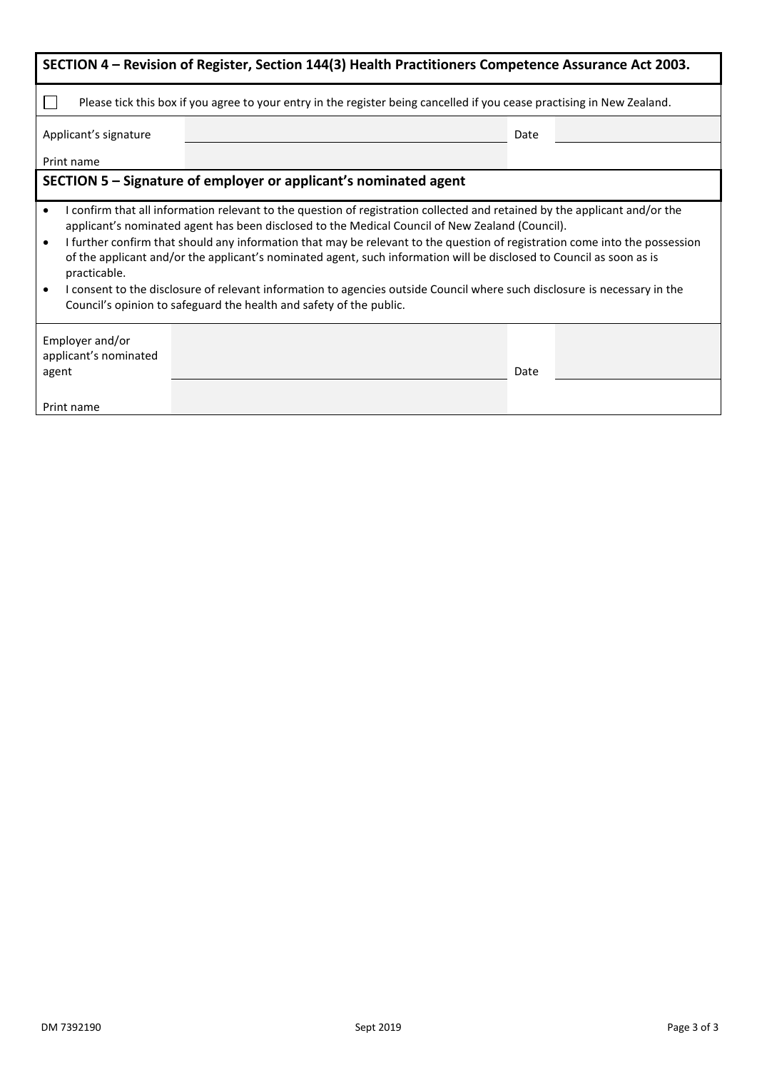## SECTION 4 – Revision of Register, Section 144(3) Health Practitioners Competence Assurance Act 2003.

☐ Please tick this box if you agree to your entry in the register being cancelled if you cease practising in New Zealand.

| | | | |
|---|---|---|---|
| Applicant's signature | | Date | |
| Print name | | | |

## SECTION 5 – Signature of employer or applicant's nominated agent

- I confirm that all information relevant to the question of registration collected and retained by the applicant and/or the applicant's nominated agent has been disclosed to the Medical Council of New Zealand (Council).
- I further confirm that should any information that may be relevant to the question of registration come into the possession of the applicant and/or the applicant's nominated agent, such information will be disclosed to Council as soon as is practicable.
- I consent to the disclosure of relevant information to agencies outside Council where such disclosure is necessary in the Council's opinion to safeguard the health and safety of the public.

| | | | |
|---|---|---|---|
| Employer and/or applicant's nominated agent | | Date | |
| Print name | | | |

DM 7392190 Sept 2019